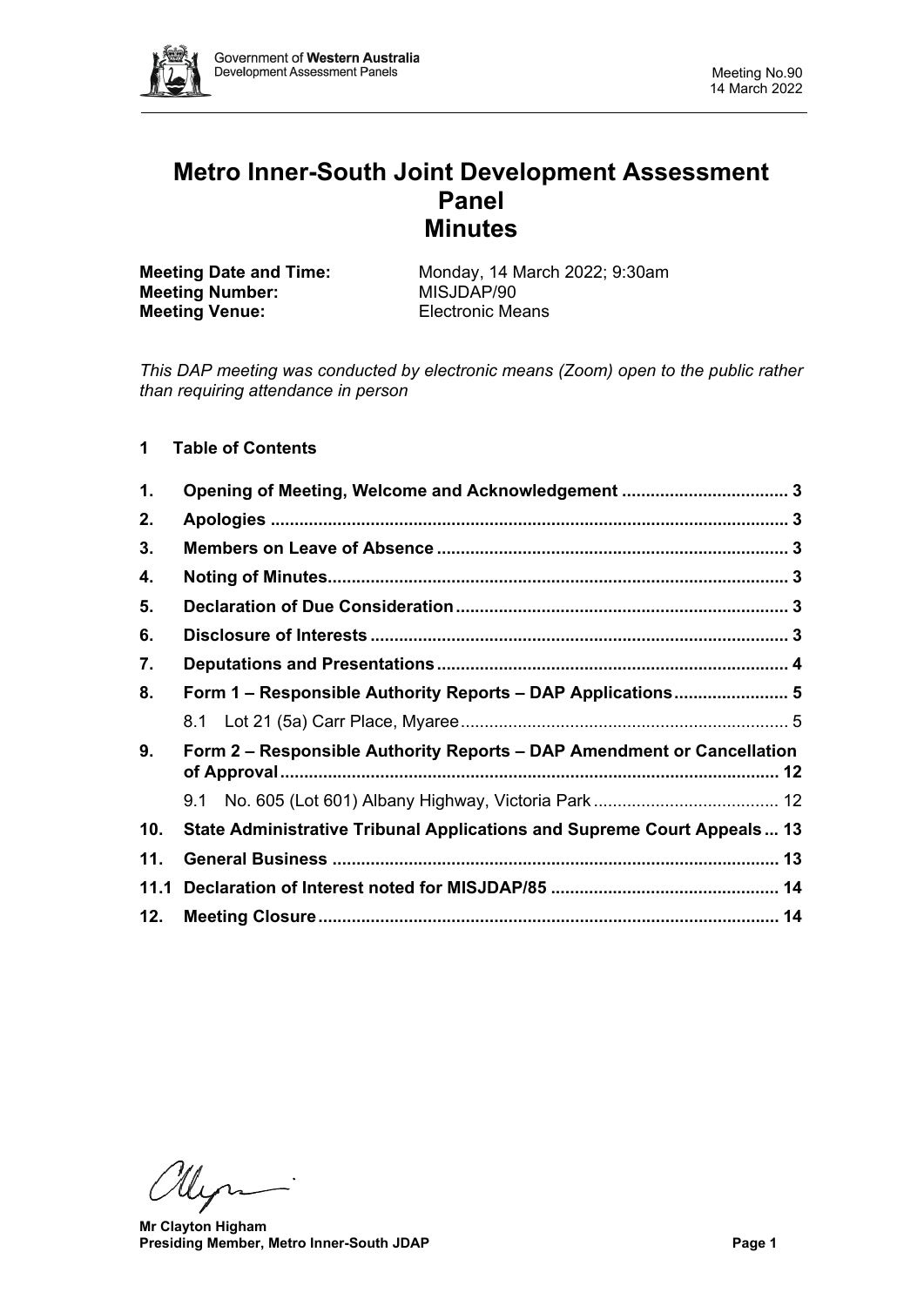# Metro Inner-South Joint Development Assessment Panel
# Minutes

**Meeting Date and Time:** Monday, 14 March 2022; 9:30am
**Meeting Number:** MISJDAP/90
**Meeting Venue:** Electronic Means

*This DAP meeting was conducted by electronic means (Zoom) open to the public rather than requiring attendance in person*

## 1 Table of Contents

1. **Opening of Meeting, Welcome and Acknowledgement** .................................. 3
2. **Apologies** .......................................................................................... 3
3. **Members on Leave of Absence** .......................................................... 3
4. **Noting of Minutes** ............................................................................... 3
5. **Declaration of Due Consideration** ...................................................... 3
6. **Disclosure of Interests** ....................................................................... 3
7. **Deputations and Presentations** ......................................................... 4
8. **Form 1 – Responsible Authority Reports – DAP Applications** ........................ 5
   8.1 Lot 21 (5a) Carr Place, Myaree .................................................................. 5
9. **Form 2 – Responsible Authority Reports – DAP Amendment or Cancellation of Approval** ........................................................................................ 12
   9.1 No. 605 (Lot 601) Albany Highway, Victoria Park ....................................... 12
10. **State Administrative Tribunal Applications and Supreme Court Appeals** ... 13
11. **General Business** ............................................................................ 13

**11.1 Declaration of Interest noted for MISJDAP/85** ............................................... 14

12. **Meeting Closure** ............................................................................... 14

**Mr Clayton Higham**
**Presiding Member, Metro Inner-South JDAP**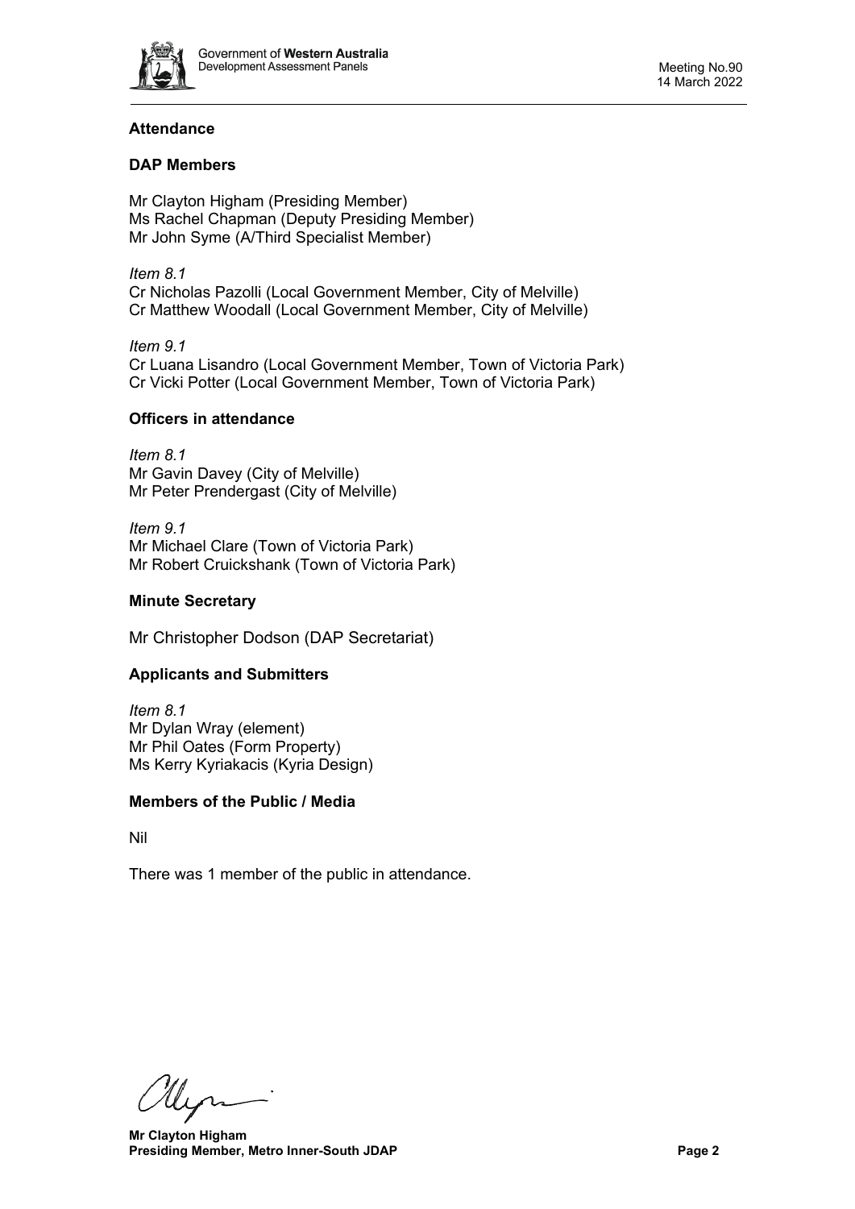## Attendance

### DAP Members

Mr Clayton Higham (Presiding Member)
Ms Rachel Chapman (Deputy Presiding Member)
Mr John Syme (A/Third Specialist Member)

*Item 8.1*
Cr Nicholas Pazolli (Local Government Member, City of Melville)
Cr Matthew Woodall (Local Government Member, City of Melville)

*Item 9.1*
Cr Luana Lisandro (Local Government Member, Town of Victoria Park)
Cr Vicki Potter (Local Government Member, Town of Victoria Park)

### Officers in attendance

*Item 8.1*
Mr Gavin Davey (City of Melville)
Mr Peter Prendergast (City of Melville)

*Item 9.1*
Mr Michael Clare (Town of Victoria Park)
Mr Robert Cruickshank (Town of Victoria Park)

### Minute Secretary

Mr Christopher Dodson (DAP Secretariat)

### Applicants and Submitters

*Item 8.1*
Mr Dylan Wray (element)
Mr Phil Oates (Form Property)
Ms Kerry Kyriakacis (Kyria Design)

### Members of the Public / Media

Nil

There was 1 member of the public in attendance.

**Mr Clayton Higham**
**Presiding Member, Metro Inner-South JDAP**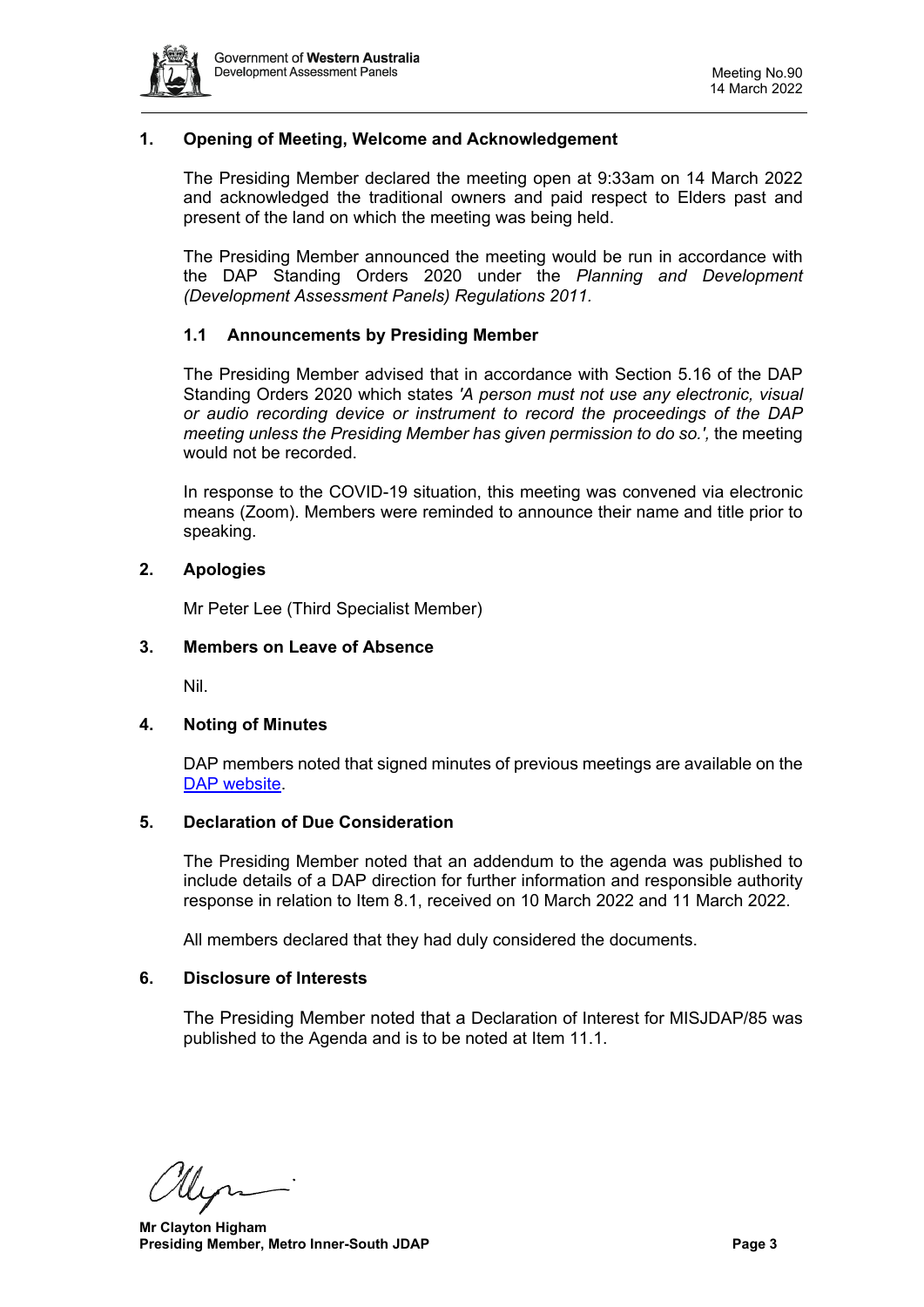## 1. Opening of Meeting, Welcome and Acknowledgement

The Presiding Member declared the meeting open at 9:33am on 14 March 2022 and acknowledged the traditional owners and paid respect to Elders past and present of the land on which the meeting was being held.

The Presiding Member announced the meeting would be run in accordance with the DAP Standing Orders 2020 under the *Planning and Development (Development Assessment Panels) Regulations 2011.*

### 1.1 Announcements by Presiding Member

The Presiding Member advised that in accordance with Section 5.16 of the DAP Standing Orders 2020 which states *'A person must not use any electronic, visual or audio recording device or instrument to record the proceedings of the DAP meeting unless the Presiding Member has given permission to do so.',* the meeting would not be recorded.

In response to the COVID-19 situation, this meeting was convened via electronic means (Zoom). Members were reminded to announce their name and title prior to speaking.

## 2. Apologies

Mr Peter Lee (Third Specialist Member)

## 3. Members on Leave of Absence

Nil.

## 4. Noting of Minutes

DAP members noted that signed minutes of previous meetings are available on the [DAP website](DAP website).

## 5. Declaration of Due Consideration

The Presiding Member noted that an addendum to the agenda was published to include details of a DAP direction for further information and responsible authority response in relation to Item 8.1, received on 10 March 2022 and 11 March 2022.

All members declared that they had duly considered the documents.

## 6. Disclosure of Interests

The Presiding Member noted that a Declaration of Interest for MISJDAP/85 was published to the Agenda and is to be noted at Item 11.1.

**Mr Clayton Higham**
**Presiding Member, Metro Inner-South JDAP**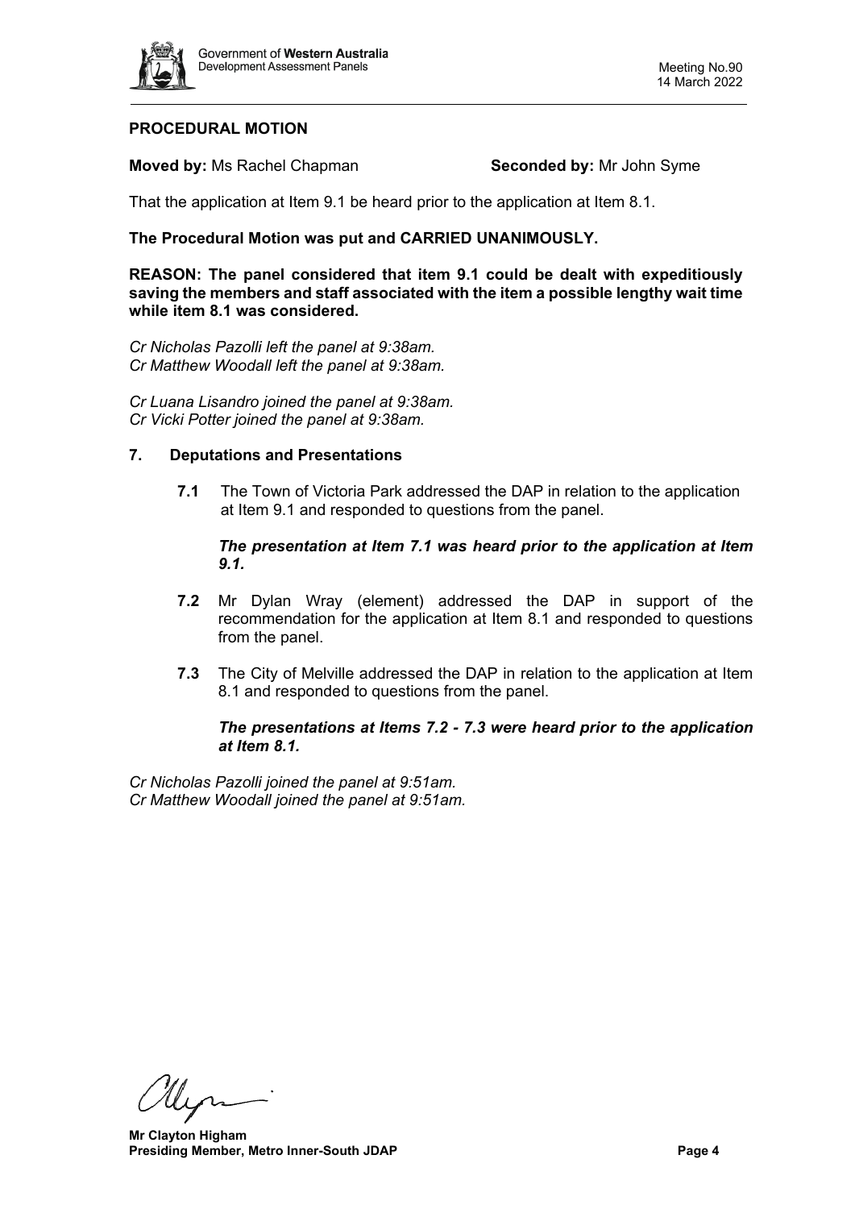**PROCEDURAL MOTION**

**Moved by:** Ms Rachel Chapman **Seconded by:** Mr John Syme

That the application at Item 9.1 be heard prior to the application at Item 8.1.

**The Procedural Motion was put and CARRIED UNANIMOUSLY.**

**REASON: The panel considered that item 9.1 could be dealt with expeditiously saving the members and staff associated with the item a possible lengthy wait time while item 8.1 was considered.**

*Cr Nicholas Pazolli left the panel at 9:38am.*
*Cr Matthew Woodall left the panel at 9:38am.*

*Cr Luana Lisandro joined the panel at 9:38am.*
*Cr Vicki Potter joined the panel at 9:38am.*

## 7. Deputations and Presentations

**7.1** The Town of Victoria Park addressed the DAP in relation to the application at Item 9.1 and responded to questions from the panel.

***The presentation at Item 7.1 was heard prior to the application at Item 9.1.***

**7.2** Mr Dylan Wray (element) addressed the DAP in support of the recommendation for the application at Item 8.1 and responded to questions from the panel.

**7.3** The City of Melville addressed the DAP in relation to the application at Item 8.1 and responded to questions from the panel.

***The presentations at Items 7.2 - 7.3 were heard prior to the application at Item 8.1.***

*Cr Nicholas Pazolli joined the panel at 9:51am.*
*Cr Matthew Woodall joined the panel at 9:51am.*

**Mr Clayton Higham**
**Presiding Member, Metro Inner-South JDAP**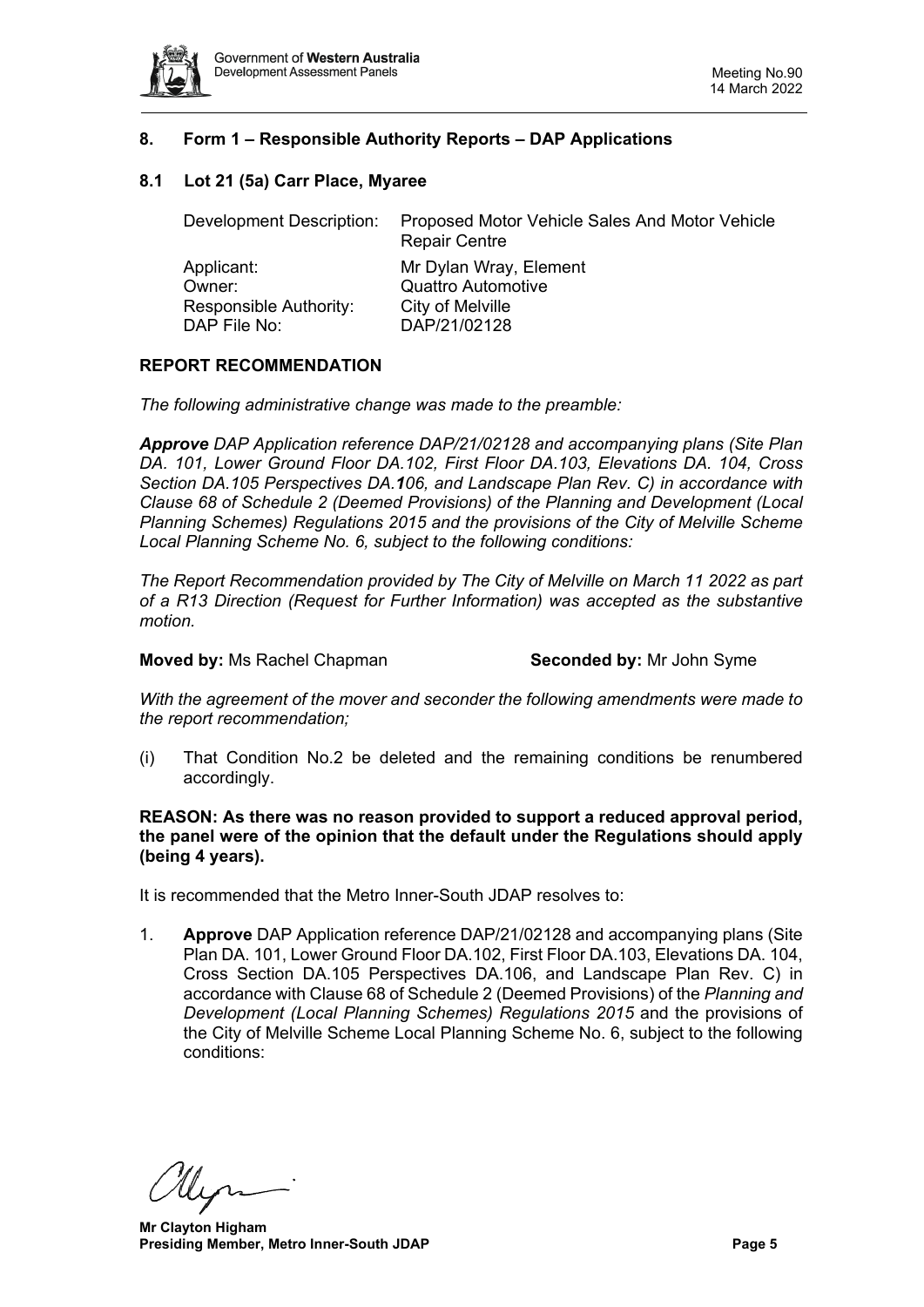## 8. Form 1 – Responsible Authority Reports – DAP Applications

### 8.1 Lot 21 (5a) Carr Place, Myaree

| | |
|---|---|
| Development Description: | Proposed Motor Vehicle Sales And Motor Vehicle Repair Centre |
| Applicant: | Mr Dylan Wray, Element |
| Owner: | Quattro Automotive |
| Responsible Authority: | City of Melville |
| DAP File No: | DAP/21/02128 |

**REPORT RECOMMENDATION**

*The following administrative change was made to the preamble:*

***Approve** DAP Application reference DAP/21/02128 and accompanying plans (Site Plan DA. 101, Lower Ground Floor DA.102, First Floor DA.103, Elevations DA. 104, Cross Section DA.105 Perspectives DA.**1**06, and Landscape Plan Rev. C) in accordance with Clause 68 of Schedule 2 (Deemed Provisions) of the Planning and Development (Local Planning Schemes) Regulations 2015 and the provisions of the City of Melville Scheme Local Planning Scheme No. 6, subject to the following conditions:*

*The Report Recommendation provided by The City of Melville on March 11 2022 as part of a R13 Direction (Request for Further Information) was accepted as the substantive motion.*

**Moved by:** Ms Rachel Chapman **Seconded by:** Mr John Syme

*With the agreement of the mover and seconder the following amendments were made to the report recommendation;*

(i) That Condition No.2 be deleted and the remaining conditions be renumbered accordingly.

**REASON: As there was no reason provided to support a reduced approval period, the panel were of the opinion that the default under the Regulations should apply (being 4 years).**

It is recommended that the Metro Inner-South JDAP resolves to:

1. **Approve** DAP Application reference DAP/21/02128 and accompanying plans (Site Plan DA. 101, Lower Ground Floor DA.102, First Floor DA.103, Elevations DA. 104, Cross Section DA.105 Perspectives DA.106, and Landscape Plan Rev. C) in accordance with Clause 68 of Schedule 2 (Deemed Provisions) of the *Planning and Development (Local Planning Schemes) Regulations 2015* and the provisions of the City of Melville Scheme Local Planning Scheme No. 6, subject to the following conditions:

**Mr Clayton Higham**
**Presiding Member, Metro Inner-South JDAP**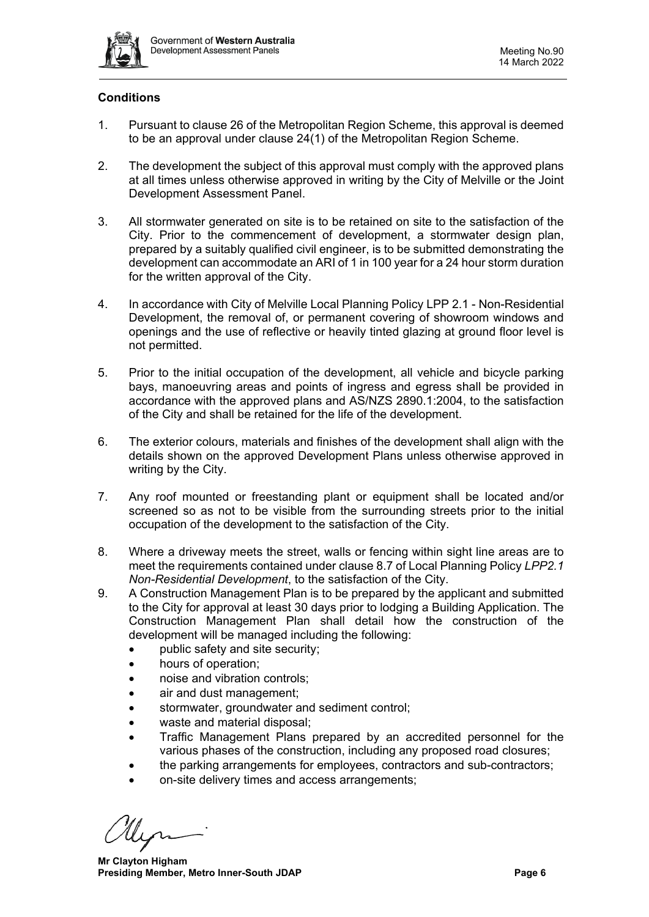### Conditions

1. Pursuant to clause 26 of the Metropolitan Region Scheme, this approval is deemed to be an approval under clause 24(1) of the Metropolitan Region Scheme.

2. The development the subject of this approval must comply with the approved plans at all times unless otherwise approved in writing by the City of Melville or the Joint Development Assessment Panel.

3. All stormwater generated on site is to be retained on site to the satisfaction of the City. Prior to the commencement of development, a stormwater design plan, prepared by a suitably qualified civil engineer, is to be submitted demonstrating the development can accommodate an ARI of 1 in 100 year for a 24 hour storm duration for the written approval of the City.

4. In accordance with City of Melville Local Planning Policy LPP 2.1 - Non-Residential Development, the removal of, or permanent covering of showroom windows and openings and the use of reflective or heavily tinted glazing at ground floor level is not permitted.

5. Prior to the initial occupation of the development, all vehicle and bicycle parking bays, manoeuvring areas and points of ingress and egress shall be provided in accordance with the approved plans and AS/NZS 2890.1:2004, to the satisfaction of the City and shall be retained for the life of the development.

6. The exterior colours, materials and finishes of the development shall align with the details shown on the approved Development Plans unless otherwise approved in writing by the City.

7. Any roof mounted or freestanding plant or equipment shall be located and/or screened so as not to be visible from the surrounding streets prior to the initial occupation of the development to the satisfaction of the City.

8. Where a driveway meets the street, walls or fencing within sight line areas are to meet the requirements contained under clause 8.7 of Local Planning Policy *LPP2.1 Non-Residential Development*, to the satisfaction of the City.

9. A Construction Management Plan is to be prepared by the applicant and submitted to the City for approval at least 30 days prior to lodging a Building Application. The Construction Management Plan shall detail how the construction of the development will be managed including the following:
   - public safety and site security;
   - hours of operation;
   - noise and vibration controls;
   - air and dust management;
   - stormwater, groundwater and sediment control;
   - waste and material disposal;
   - Traffic Management Plans prepared by an accredited personnel for the various phases of the construction, including any proposed road closures;
   - the parking arrangements for employees, contractors and sub-contractors;
   - on-site delivery times and access arrangements;

**Mr Clayton Higham**
**Presiding Member, Metro Inner-South JDAP**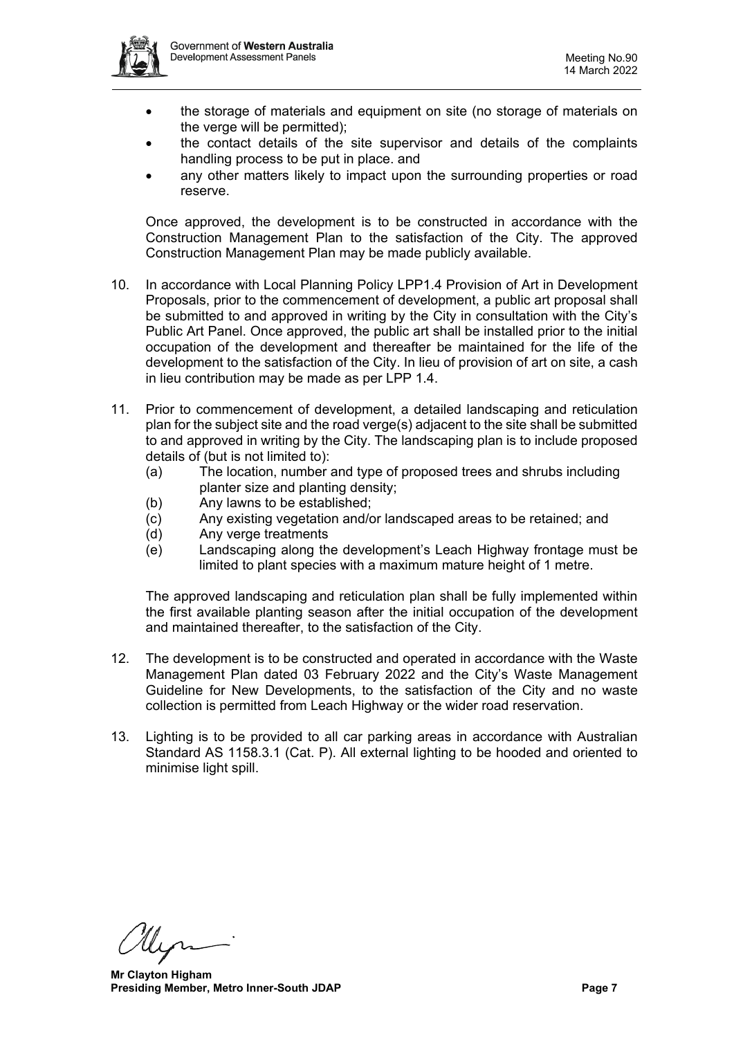- the storage of materials and equipment on site (no storage of materials on the verge will be permitted);
- the contact details of the site supervisor and details of the complaints handling process to be put in place. and
- any other matters likely to impact upon the surrounding properties or road reserve.

Once approved, the development is to be constructed in accordance with the Construction Management Plan to the satisfaction of the City. The approved Construction Management Plan may be made publicly available.

10. In accordance with Local Planning Policy LPP1.4 Provision of Art in Development Proposals, prior to the commencement of development, a public art proposal shall be submitted to and approved in writing by the City in consultation with the City's Public Art Panel. Once approved, the public art shall be installed prior to the initial occupation of the development and thereafter be maintained for the life of the development to the satisfaction of the City. In lieu of provision of art on site, a cash in lieu contribution may be made as per LPP 1.4.

11. Prior to commencement of development, a detailed landscaping and reticulation plan for the subject site and the road verge(s) adjacent to the site shall be submitted to and approved in writing by the City. The landscaping plan is to include proposed details of (but is not limited to):
    (a) The location, number and type of proposed trees and shrubs including planter size and planting density;
    (b) Any lawns to be established;
    (c) Any existing vegetation and/or landscaped areas to be retained; and
    (d) Any verge treatments
    (e) Landscaping along the development's Leach Highway frontage must be limited to plant species with a maximum mature height of 1 metre.

    The approved landscaping and reticulation plan shall be fully implemented within the first available planting season after the initial occupation of the development and maintained thereafter, to the satisfaction of the City.

12. The development is to be constructed and operated in accordance with the Waste Management Plan dated 03 February 2022 and the City's Waste Management Guideline for New Developments, to the satisfaction of the City and no waste collection is permitted from Leach Highway or the wider road reservation.

13. Lighting is to be provided to all car parking areas in accordance with Australian Standard AS 1158.3.1 (Cat. P). All external lighting to be hooded and oriented to minimise light spill.

**Mr Clayton Higham**
**Presiding Member, Metro Inner-South JDAP**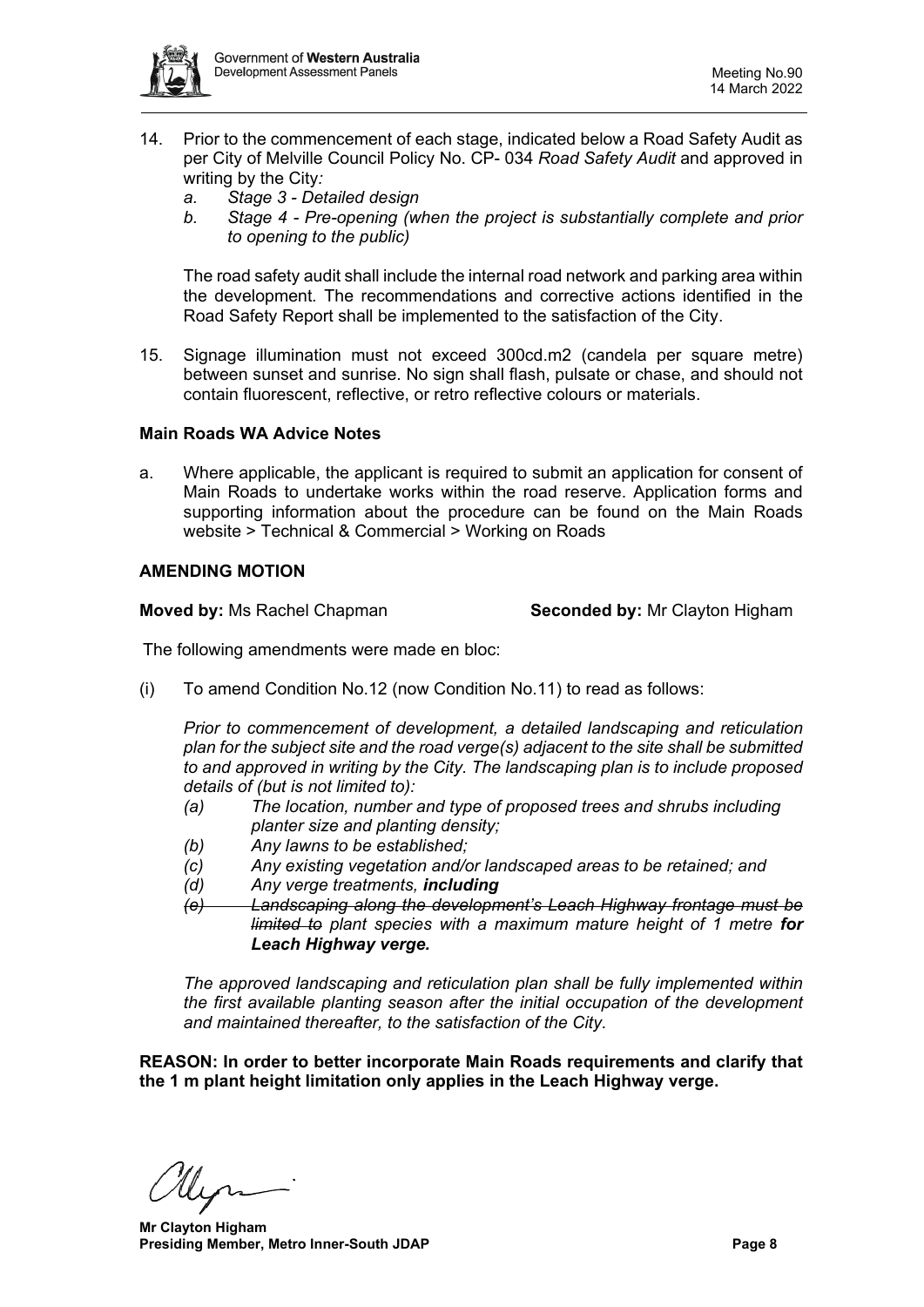14. Prior to the commencement of each stage, indicated below a Road Safety Audit as per City of Melville Council Policy No. CP- 034 *Road Safety Audit* and approved in writing by the City*:*
    *a. Stage 3 - Detailed design*
    *b. Stage 4 - Pre-opening (when the project is substantially complete and prior to opening to the public)*

    The road safety audit shall include the internal road network and parking area within the development. The recommendations and corrective actions identified in the Road Safety Report shall be implemented to the satisfaction of the City.

15. Signage illumination must not exceed 300cd.m2 (candela per square metre) between sunset and sunrise. No sign shall flash, pulsate or chase, and should not contain fluorescent, reflective, or retro reflective colours or materials.

**Main Roads WA Advice Notes**

a. Where applicable, the applicant is required to submit an application for consent of Main Roads to undertake works within the road reserve. Application forms and supporting information about the procedure can be found on the Main Roads website > Technical & Commercial > Working on Roads

**AMENDING MOTION**

**Moved by:** Ms Rachel Chapman **Seconded by:** Mr Clayton Higham

The following amendments were made en bloc:

(i) To amend Condition No.12 (now Condition No.11) to read as follows:

*Prior to commencement of development, a detailed landscaping and reticulation plan for the subject site and the road verge(s) adjacent to the site shall be submitted to and approved in writing by the City. The landscaping plan is to include proposed details of (but is not limited to):*

*(a) The location, number and type of proposed trees and shrubs including planter size and planting density;*
*(b) Any lawns to be established;*
*(c) Any existing vegetation and/or landscaped areas to be retained; and*
*(d) Any verge treatments,* ***including***
~~*(e) Landscaping along the development's Leach Highway frontage must be limited to*~~ *plant species with a maximum mature height of 1 metre* ***for Leach Highway verge.***

*The approved landscaping and reticulation plan shall be fully implemented within the first available planting season after the initial occupation of the development and maintained thereafter, to the satisfaction of the City.*

**REASON: In order to better incorporate Main Roads requirements and clarify that the 1 m plant height limitation only applies in the Leach Highway verge.**

**Mr Clayton Higham**
**Presiding Member, Metro Inner-South JDAP**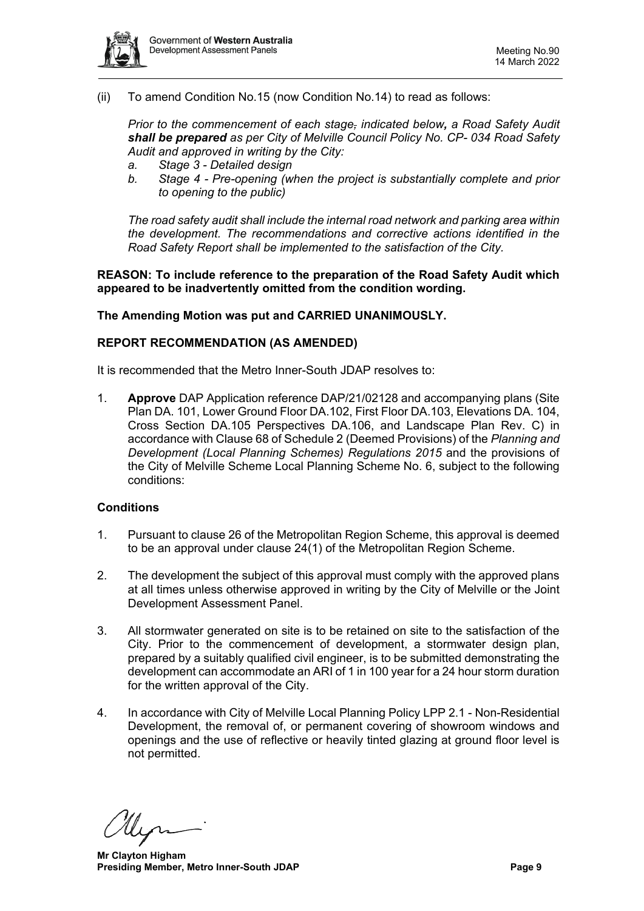(ii) To amend Condition No.15 (now Condition No.14) to read as follows:

*Prior to the commencement of each stage~~,~~ indicated below**,** a Road Safety Audit **shall be prepared** as per City of Melville Council Policy No. CP- 034 Road Safety Audit and approved in writing by the City:*

*a. Stage 3 - Detailed design*

*b. Stage 4 - Pre-opening (when the project is substantially complete and prior to opening to the public)*

*The road safety audit shall include the internal road network and parking area within the development. The recommendations and corrective actions identified in the Road Safety Report shall be implemented to the satisfaction of the City.*

**REASON: To include reference to the preparation of the Road Safety Audit which appeared to be inadvertently omitted from the condition wording.**

**The Amending Motion was put and CARRIED UNANIMOUSLY.**

**REPORT RECOMMENDATION (AS AMENDED)**

It is recommended that the Metro Inner-South JDAP resolves to:

1. **Approve** DAP Application reference DAP/21/02128 and accompanying plans (Site Plan DA. 101, Lower Ground Floor DA.102, First Floor DA.103, Elevations DA. 104, Cross Section DA.105 Perspectives DA.106, and Landscape Plan Rev. C) in accordance with Clause 68 of Schedule 2 (Deemed Provisions) of the *Planning and Development (Local Planning Schemes) Regulations 2015* and the provisions of the City of Melville Scheme Local Planning Scheme No. 6, subject to the following conditions:

**Conditions**

1. Pursuant to clause 26 of the Metropolitan Region Scheme, this approval is deemed to be an approval under clause 24(1) of the Metropolitan Region Scheme.

2. The development the subject of this approval must comply with the approved plans at all times unless otherwise approved in writing by the City of Melville or the Joint Development Assessment Panel.

3. All stormwater generated on site is to be retained on site to the satisfaction of the City. Prior to the commencement of development, a stormwater design plan, prepared by a suitably qualified civil engineer, is to be submitted demonstrating the development can accommodate an ARI of 1 in 100 year for a 24 hour storm duration for the written approval of the City.

4. In accordance with City of Melville Local Planning Policy LPP 2.1 - Non-Residential Development, the removal of, or permanent covering of showroom windows and openings and the use of reflective or heavily tinted glazing at ground floor level is not permitted.

**Mr Clayton Higham**
**Presiding Member, Metro Inner-South JDAP**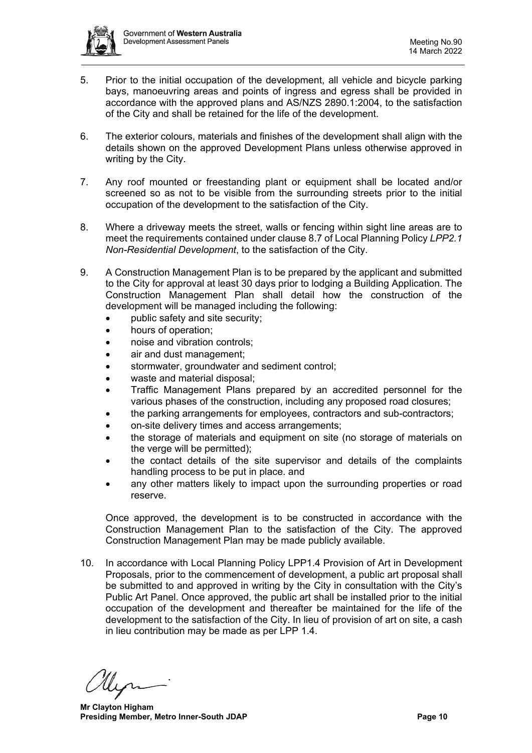5. Prior to the initial occupation of the development, all vehicle and bicycle parking bays, manoeuvring areas and points of ingress and egress shall be provided in accordance with the approved plans and AS/NZS 2890.1:2004, to the satisfaction of the City and shall be retained for the life of the development.

6. The exterior colours, materials and finishes of the development shall align with the details shown on the approved Development Plans unless otherwise approved in writing by the City.

7. Any roof mounted or freestanding plant or equipment shall be located and/or screened so as not to be visible from the surrounding streets prior to the initial occupation of the development to the satisfaction of the City.

8. Where a driveway meets the street, walls or fencing within sight line areas are to meet the requirements contained under clause 8.7 of Local Planning Policy *LPP2.1 Non-Residential Development*, to the satisfaction of the City.

9. A Construction Management Plan is to be prepared by the applicant and submitted to the City for approval at least 30 days prior to lodging a Building Application. The Construction Management Plan shall detail how the construction of the development will be managed including the following:
   - public safety and site security;
   - hours of operation;
   - noise and vibration controls;
   - air and dust management;
   - stormwater, groundwater and sediment control;
   - waste and material disposal;
   - Traffic Management Plans prepared by an accredited personnel for the various phases of the construction, including any proposed road closures;
   - the parking arrangements for employees, contractors and sub-contractors;
   - on-site delivery times and access arrangements;
   - the storage of materials and equipment on site (no storage of materials on the verge will be permitted);
   - the contact details of the site supervisor and details of the complaints handling process to be put in place. and
   - any other matters likely to impact upon the surrounding properties or road reserve.

   Once approved, the development is to be constructed in accordance with the Construction Management Plan to the satisfaction of the City. The approved Construction Management Plan may be made publicly available.

10. In accordance with Local Planning Policy LPP1.4 Provision of Art in Development Proposals, prior to the commencement of development, a public art proposal shall be submitted to and approved in writing by the City in consultation with the City's Public Art Panel. Once approved, the public art shall be installed prior to the initial occupation of the development and thereafter be maintained for the life of the development to the satisfaction of the City. In lieu of provision of art on site, a cash in lieu contribution may be made as per LPP 1.4.

**Mr Clayton Higham**
**Presiding Member, Metro Inner-South JDAP**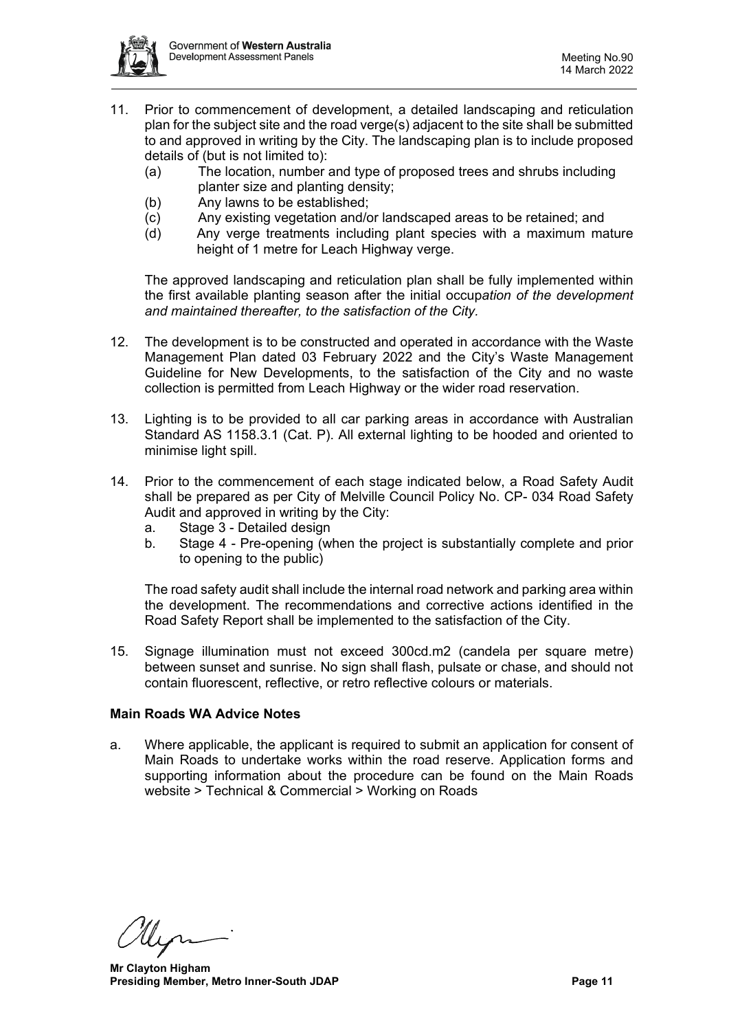11. Prior to commencement of development, a detailed landscaping and reticulation plan for the subject site and the road verge(s) adjacent to the site shall be submitted to and approved in writing by the City. The landscaping plan is to include proposed details of (but is not limited to):
    (a) The location, number and type of proposed trees and shrubs including planter size and planting density;
    (b) Any lawns to be established;
    (c) Any existing vegetation and/or landscaped areas to be retained; and
    (d) Any verge treatments including plant species with a maximum mature height of 1 metre for Leach Highway verge.

    The approved landscaping and reticulation plan shall be fully implemented within the first available planting season after the initial occup*ation of the development and maintained thereafter, to the satisfaction of the City.*

12. The development is to be constructed and operated in accordance with the Waste Management Plan dated 03 February 2022 and the City's Waste Management Guideline for New Developments, to the satisfaction of the City and no waste collection is permitted from Leach Highway or the wider road reservation.

13. Lighting is to be provided to all car parking areas in accordance with Australian Standard AS 1158.3.1 (Cat. P). All external lighting to be hooded and oriented to minimise light spill.

14. Prior to the commencement of each stage indicated below, a Road Safety Audit shall be prepared as per City of Melville Council Policy No. CP- 034 Road Safety Audit and approved in writing by the City:
    a. Stage 3 - Detailed design
    b. Stage 4 - Pre-opening (when the project is substantially complete and prior to opening to the public)

    The road safety audit shall include the internal road network and parking area within the development. The recommendations and corrective actions identified in the Road Safety Report shall be implemented to the satisfaction of the City.

15. Signage illumination must not exceed 300cd.m2 (candela per square metre) between sunset and sunrise. No sign shall flash, pulsate or chase, and should not contain fluorescent, reflective, or retro reflective colours or materials.

**Main Roads WA Advice Notes**

a. Where applicable, the applicant is required to submit an application for consent of Main Roads to undertake works within the road reserve. Application forms and supporting information about the procedure can be found on the Main Roads website > Technical & Commercial > Working on Roads

**Mr Clayton Higham**
**Presiding Member, Metro Inner-South JDAP**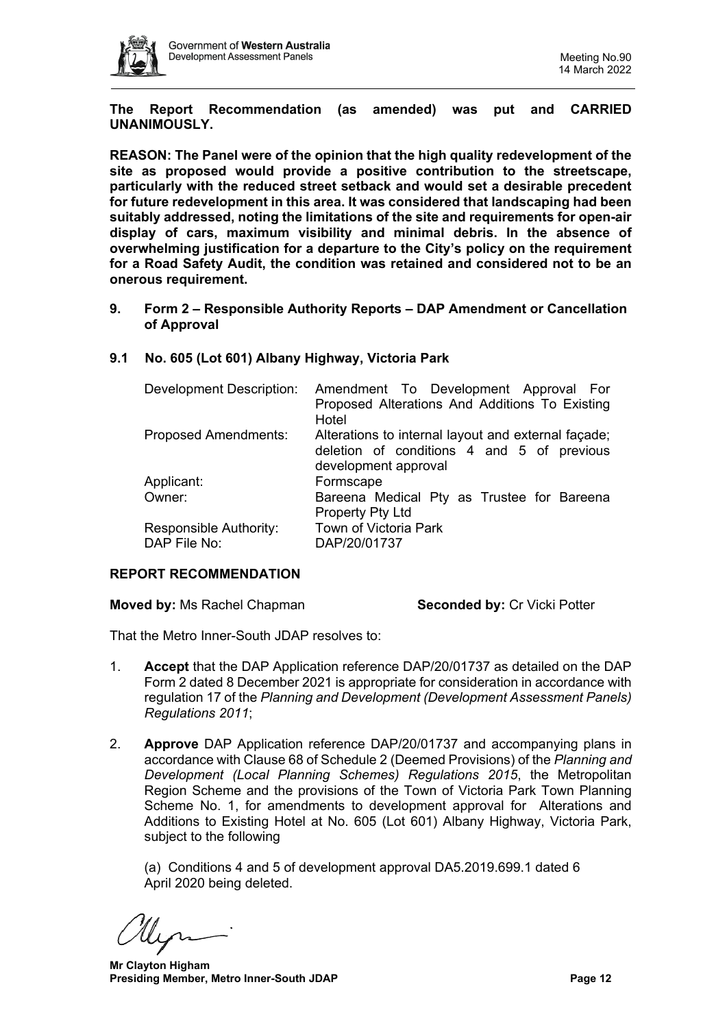**The Report Recommendation (as amended) was put and CARRIED UNANIMOUSLY.**

**REASON: The Panel were of the opinion that the high quality redevelopment of the site as proposed would provide a positive contribution to the streetscape, particularly with the reduced street setback and would set a desirable precedent for future redevelopment in this area. It was considered that landscaping had been suitably addressed, noting the limitations of the site and requirements for open-air display of cars, maximum visibility and minimal debris. In the absence of overwhelming justification for a departure to the City's policy on the requirement for a Road Safety Audit, the condition was retained and considered not to be an onerous requirement.**

## 9. Form 2 – Responsible Authority Reports – DAP Amendment or Cancellation of Approval

### 9.1 No. 605 (Lot 601) Albany Highway, Victoria Park

| | |
|---|---|
| Development Description: | Amendment To Development Approval For Proposed Alterations And Additions To Existing Hotel |
| Proposed Amendments: | Alterations to internal layout and external façade; deletion of conditions 4 and 5 of previous development approval |
| Applicant: | Formscape |
| Owner: | Bareena Medical Pty as Trustee for Bareena Property Pty Ltd |
| Responsible Authority: | Town of Victoria Park |
| DAP File No: | DAP/20/01737 |

**REPORT RECOMMENDATION**

**Moved by:** Ms Rachel Chapman **Seconded by:** Cr Vicki Potter

That the Metro Inner-South JDAP resolves to:

1. **Accept** that the DAP Application reference DAP/20/01737 as detailed on the DAP Form 2 dated 8 December 2021 is appropriate for consideration in accordance with regulation 17 of the *Planning and Development (Development Assessment Panels) Regulations 2011*;

2. **Approve** DAP Application reference DAP/20/01737 and accompanying plans in accordance with Clause 68 of Schedule 2 (Deemed Provisions) of the *Planning and Development (Local Planning Schemes) Regulations 2015*, the Metropolitan Region Scheme and the provisions of the Town of Victoria Park Town Planning Scheme No. 1, for amendments to development approval for Alterations and Additions to Existing Hotel at No. 605 (Lot 601) Albany Highway, Victoria Park, subject to the following

   (a) Conditions 4 and 5 of development approval DA5.2019.699.1 dated 6 April 2020 being deleted.

**Mr Clayton Higham**
**Presiding Member, Metro Inner-South JDAP**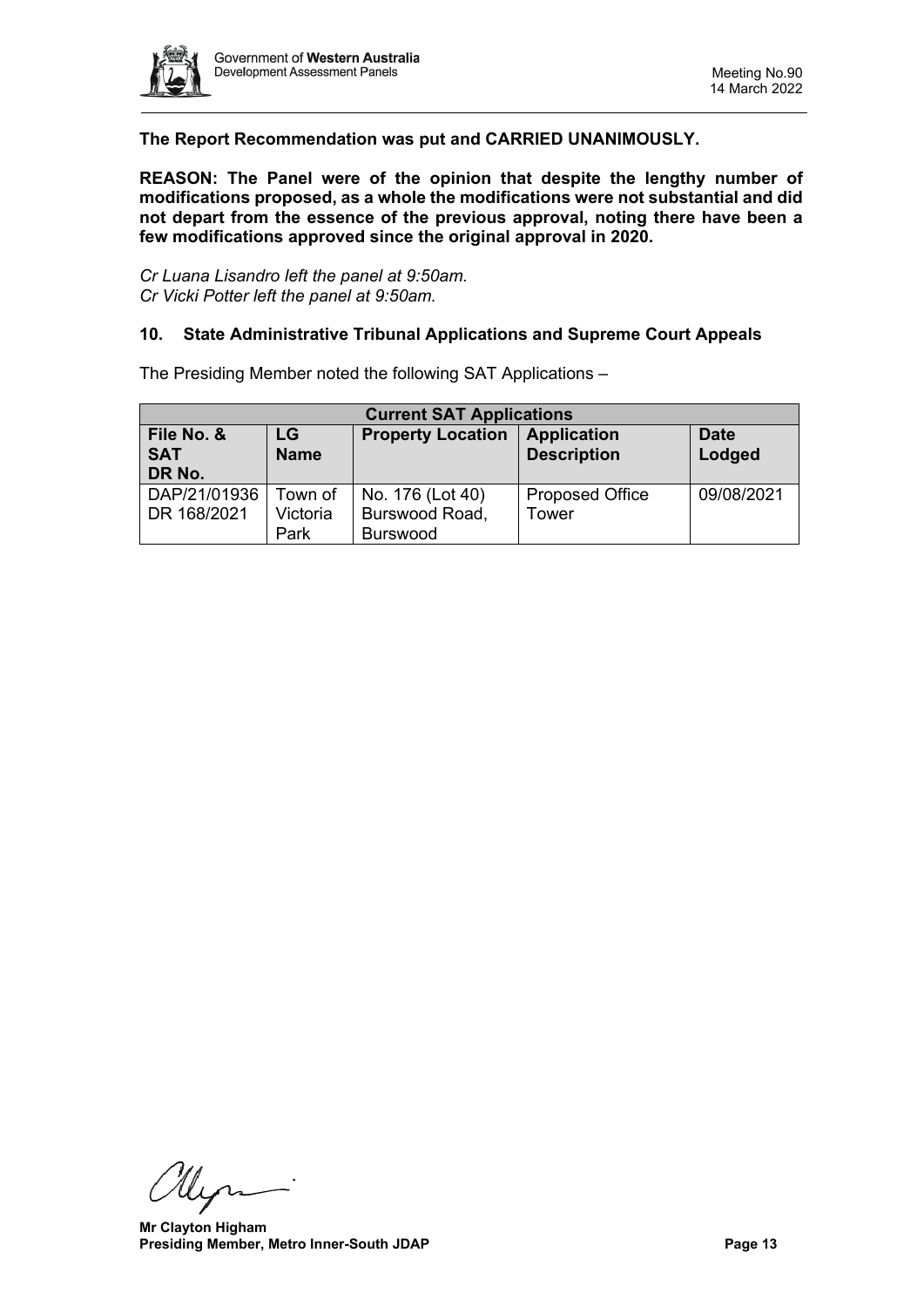**The Report Recommendation was put and CARRIED UNANIMOUSLY.**

**REASON: The Panel were of the opinion that despite the lengthy number of modifications proposed, as a whole the modifications were not substantial and did not depart from the essence of the previous approval, noting there have been a few modifications approved since the original approval in 2020.**

*Cr Luana Lisandro left the panel at 9:50am.*
*Cr Vicki Potter left the panel at 9:50am.*

## 10. State Administrative Tribunal Applications and Supreme Court Appeals

The Presiding Member noted the following SAT Applications –

| **Current SAT Applications** | | | | |
|---|---|---|---|---|
| **File No. & SAT DR No.** | **LG Name** | **Property Location** | **Application Description** | **Date Lodged** |
| DAP/21/01936 DR 168/2021 | Town of Victoria Park | No. 176 (Lot 40) Burswood Road, Burswood | Proposed Office Tower | 09/08/2021 |

**Mr Clayton Higham**
**Presiding Member, Metro Inner-South JDAP**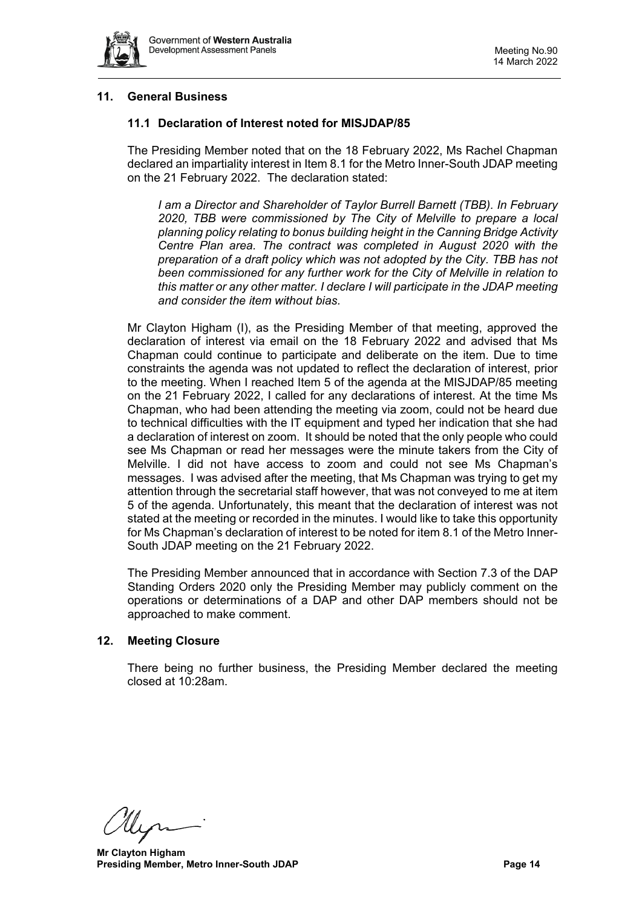## 11. General Business

### 11.1 Declaration of Interest noted for MISJDAP/85

The Presiding Member noted that on the 18 February 2022, Ms Rachel Chapman declared an impartiality interest in Item 8.1 for the Metro Inner-South JDAP meeting on the 21 February 2022. The declaration stated:

*I am a Director and Shareholder of Taylor Burrell Barnett (TBB). In February 2020, TBB were commissioned by The City of Melville to prepare a local planning policy relating to bonus building height in the Canning Bridge Activity Centre Plan area. The contract was completed in August 2020 with the preparation of a draft policy which was not adopted by the City. TBB has not been commissioned for any further work for the City of Melville in relation to this matter or any other matter. I declare I will participate in the JDAP meeting and consider the item without bias.*

Mr Clayton Higham (I), as the Presiding Member of that meeting, approved the declaration of interest via email on the 18 February 2022 and advised that Ms Chapman could continue to participate and deliberate on the item. Due to time constraints the agenda was not updated to reflect the declaration of interest, prior to the meeting. When I reached Item 5 of the agenda at the MISJDAP/85 meeting on the 21 February 2022, I called for any declarations of interest. At the time Ms Chapman, who had been attending the meeting via zoom, could not be heard due to technical difficulties with the IT equipment and typed her indication that she had a declaration of interest on zoom. It should be noted that the only people who could see Ms Chapman or read her messages were the minute takers from the City of Melville. I did not have access to zoom and could not see Ms Chapman's messages. I was advised after the meeting, that Ms Chapman was trying to get my attention through the secretarial staff however, that was not conveyed to me at item 5 of the agenda. Unfortunately, this meant that the declaration of interest was not stated at the meeting or recorded in the minutes. I would like to take this opportunity for Ms Chapman's declaration of interest to be noted for item 8.1 of the Metro Inner-South JDAP meeting on the 21 February 2022.

The Presiding Member announced that in accordance with Section 7.3 of the DAP Standing Orders 2020 only the Presiding Member may publicly comment on the operations or determinations of a DAP and other DAP members should not be approached to make comment.

## 12. Meeting Closure

There being no further business, the Presiding Member declared the meeting closed at 10:28am.

**Mr Clayton Higham**
**Presiding Member, Metro Inner-South JDAP**